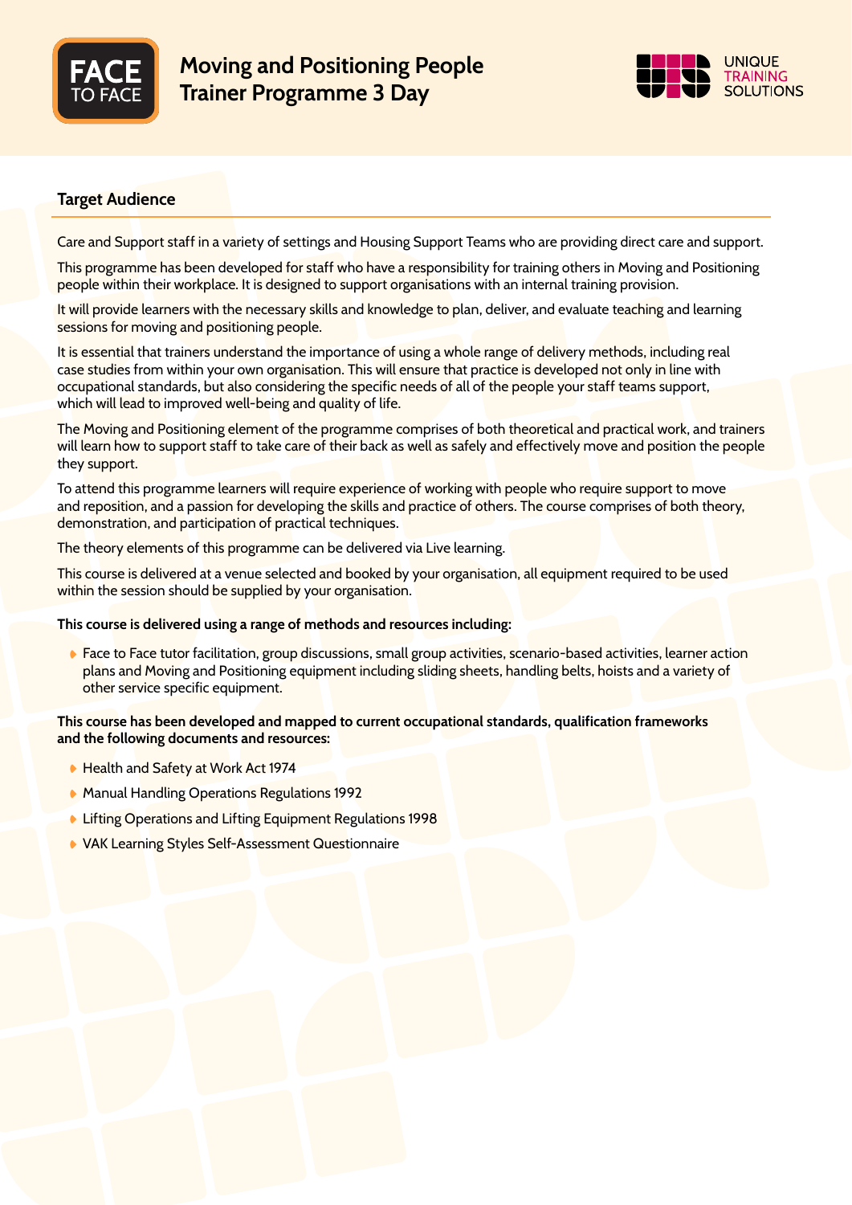FACE TO FACE

# Moving and Positioning People Trainer Programme 3 Day

UNIQUE TRAINING SOLUTIONS

## Target Audience

Care and Support staff in a variety of settings and Housing Support Teams who are providing direct care and support.

This programme has been developed for staff who have a responsibility for training others in Moving and Positioning people within their workplace. It is designed to support organisations with an internal training provision.

It will provide learners with the necessary skills and knowledge to plan, deliver, and evaluate teaching and learning sessions for moving and positioning people.

It is essential that trainers understand the importance of using a whole range of delivery methods, including real case studies from within your own organisation. This will ensure that practice is developed not only in line with occupational standards, but also considering the specific needs of all of the people your staff teams support, which will lead to improved well-being and quality of life.

The Moving and Positioning element of the programme comprises of both theoretical and practical work, and trainers will learn how to support staff to take care of their back as well as safely and effectively move and position the people they support.

To attend this programme learners will require experience of working with people who require support to move and reposition, and a passion for developing the skills and practice of others. The course comprises of both theory, demonstration, and participation of practical techniques.

The theory elements of this programme can be delivered via Live learning.

This course is delivered at a venue selected and booked by your organisation, all equipment required to be used within the session should be supplied by your organisation.

**This course is delivered using a range of methods and resources including:**

- Face to Face tutor facilitation, group discussions, small group activities, scenario-based activities, learner action plans and Moving and Positioning equipment including sliding sheets, handling belts, hoists and a variety of other service specific equipment.

**This course has been developed and mapped to current occupational standards, qualification frameworks and the following documents and resources:**

- Health and Safety at Work Act 1974
- Manual Handling Operations Regulations 1992
- Lifting Operations and Lifting Equipment Regulations 1998
- VAK Learning Styles Self-Assessment Questionnaire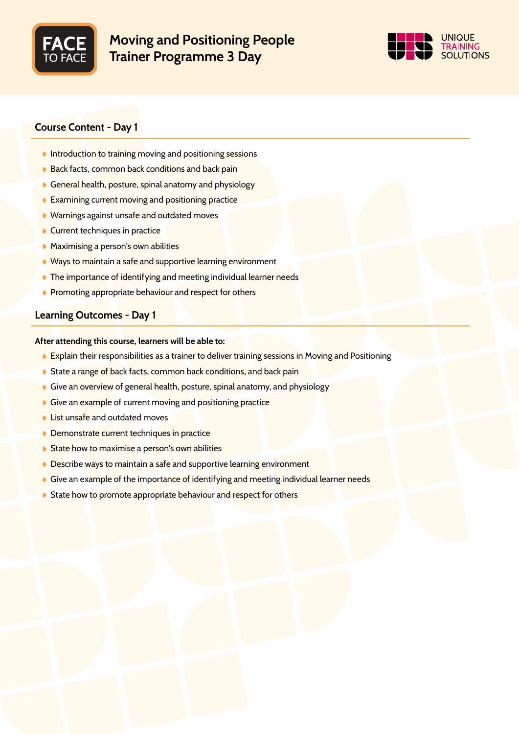# Moving and Positioning People Trainer Programme 3 Day

## Course Content - Day 1

- Introduction to training moving and positioning sessions
- Back facts, common back conditions and back pain
- General health, posture, spinal anatomy and physiology
- Examining current moving and positioning practice
- Warnings against unsafe and outdated moves
- Current techniques in practice
- Maximising a person's own abilities
- Ways to maintain a safe and supportive learning environment
- The importance of identifying and meeting individual learner needs
- Promoting appropriate behaviour and respect for others

## Learning Outcomes - Day 1

**After attending this course, learners will be able to:**

- Explain their responsibilities as a trainer to deliver training sessions in Moving and Positioning
- State a range of back facts, common back conditions, and back pain
- Give an overview of general health, posture, spinal anatomy, and physiology
- Give an example of current moving and positioning practice
- List unsafe and outdated moves
- Demonstrate current techniques in practice
- State how to maximise a person's own abilities
- Describe ways to maintain a safe and supportive learning environment
- Give an example of the importance of identifying and meeting individual learner needs
- State how to promote appropriate behaviour and respect for others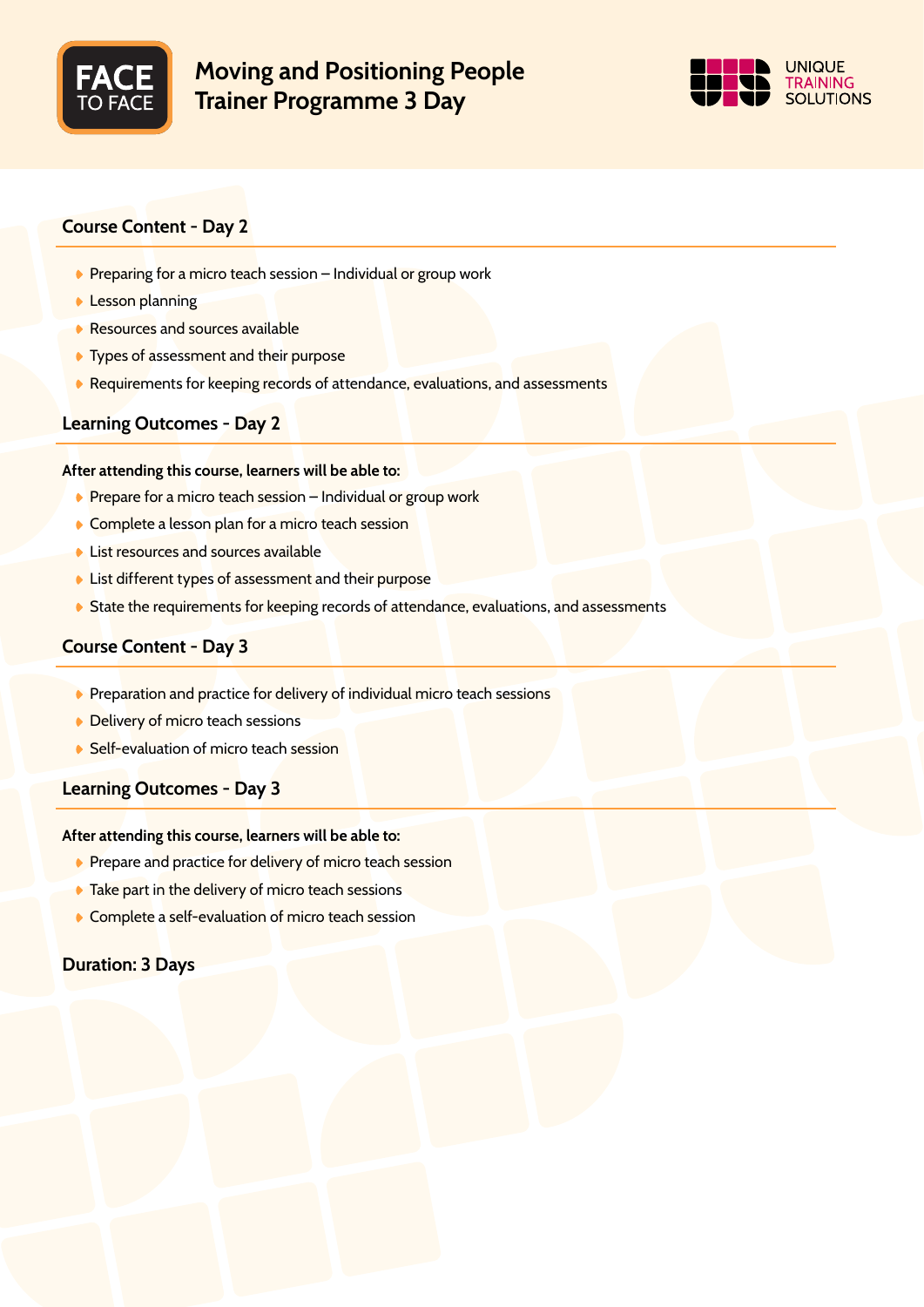# Moving and Positioning People Trainer Programme 3 Day

## Course Content - Day 2

- Preparing for a micro teach session – Individual or group work
- Lesson planning
- Resources and sources available
- Types of assessment and their purpose
- Requirements for keeping records of attendance, evaluations, and assessments

## Learning Outcomes - Day 2

**After attending this course, learners will be able to:**

- Prepare for a micro teach session – Individual or group work
- Complete a lesson plan for a micro teach session
- List resources and sources available
- List different types of assessment and their purpose
- State the requirements for keeping records of attendance, evaluations, and assessments

## Course Content - Day 3

- Preparation and practice for delivery of individual micro teach sessions
- Delivery of micro teach sessions
- Self-evaluation of micro teach session

## Learning Outcomes - Day 3

**After attending this course, learners will be able to:**

- Prepare and practice for delivery of micro teach session
- Take part in the delivery of micro teach sessions
- Complete a self-evaluation of micro teach session

**Duration: 3 Days**